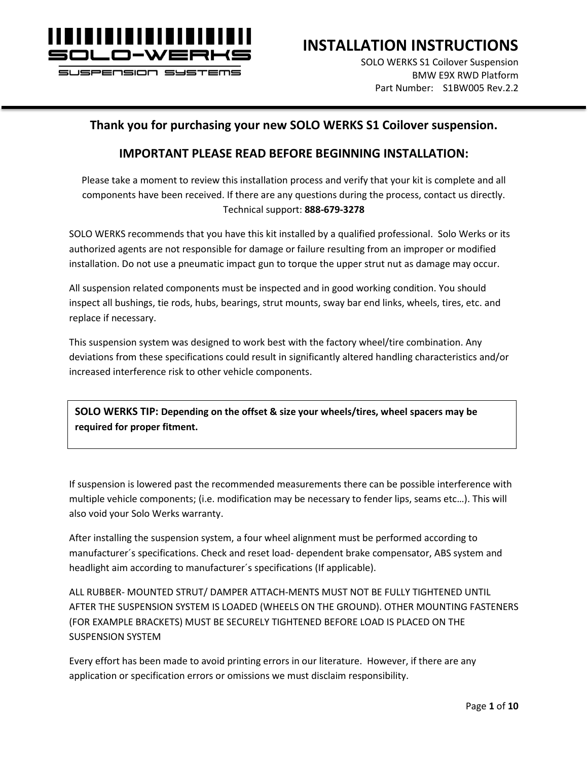# INSTALLATION INSTRUCTIONS

SOLO WERKS S1 Coilover Suspension
BMW E9X RWD Platform
Part Number: S1BW005 Rev.2.2

## Thank you for purchasing your new SOLO WERKS S1 Coilover suspension.

## IMPORTANT PLEASE READ BEFORE BEGINNING INSTALLATION:

Please take a moment to review this installation process and verify that your kit is complete and all components have been received. If there are any questions during the process, contact us directly. Technical support: **888-679-3278**

SOLO WERKS recommends that you have this kit installed by a qualified professional. Solo Werks or its authorized agents are not responsible for damage or failure resulting from an improper or modified installation. Do not use a pneumatic impact gun to torque the upper strut nut as damage may occur.

All suspension related components must be inspected and in good working condition. You should inspect all bushings, tie rods, hubs, bearings, strut mounts, sway bar end links, wheels, tires, etc. and replace if necessary.

This suspension system was designed to work best with the factory wheel/tire combination. Any deviations from these specifications could result in significantly altered handling characteristics and/or increased interference risk to other vehicle components.

> **SOLO WERKS TIP: Depending on the offset & size your wheels/tires, wheel spacers may be required for proper fitment.**

If suspension is lowered past the recommended measurements there can be possible interference with multiple vehicle components; (i.e. modification may be necessary to fender lips, seams etc…). This will also void your Solo Werks warranty.

After installing the suspension system, a four wheel alignment must be performed according to manufacturer´s specifications. Check and reset load- dependent brake compensator, ABS system and headlight aim according to manufacturer´s specifications (If applicable).

ALL RUBBER- MOUNTED STRUT/ DAMPER ATTACH-MENTS MUST NOT BE FULLY TIGHTENED UNTIL AFTER THE SUSPENSION SYSTEM IS LOADED (WHEELS ON THE GROUND). OTHER MOUNTING FASTENERS (FOR EXAMPLE BRACKETS) MUST BE SECURELY TIGHTENED BEFORE LOAD IS PLACED ON THE SUSPENSION SYSTEM

Every effort has been made to avoid printing errors in our literature. However, if there are any application or specification errors or omissions we must disclaim responsibility.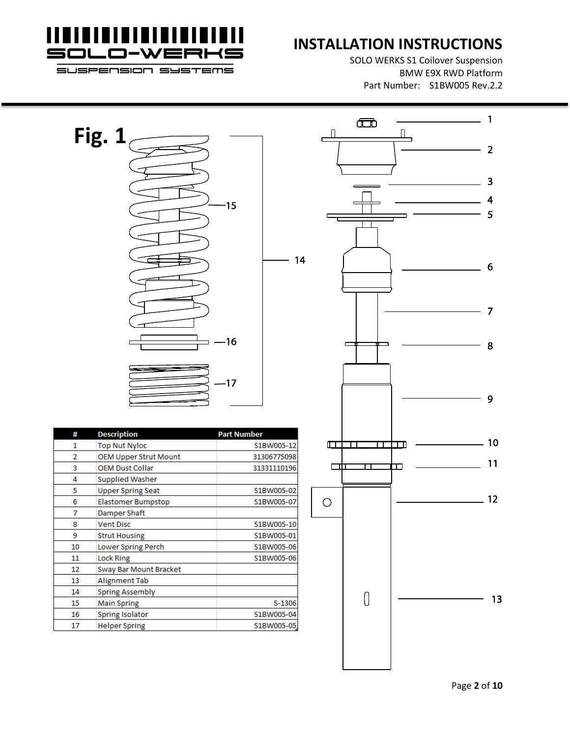**Fig. 1**

1

2

3

4

5

6

7

8

9

10

11

12

13

14

15

16

17

| # | Description | Part Number |
|---|---|---|
| 1 | Top Nut Nyloc | S1BW005-12 |
| 2 | OEM Upper Strut Mount | 31306775098 |
| 3 | OEM Dust Collar | 31331110196 |
| 4 | Supplied Washer | |
| 5 | Upper Spring Seat | S1BW005-02 |
| 6 | Elastomer Bumpstop | S1BW005-07 |
| 7 | Damper Shaft | |
| 8 | Vent Disc | S1BW005-10 |
| 9 | Strut Housing | S1BW005-01 |
| 10 | Lower Spring Perch | S1BW005-06 |
| 11 | Lock Ring | S1BW005-06 |
| 12 | Sway Bar Mount Bracket | |
| 13 | Alignment Tab | |
| 14 | Spring Assembly | |
| 15 | Main Spring | S-1306 |
| 16 | Spring Isolator | S1BW005-04 |
| 17 | Helper Spring | S1BW005-05 |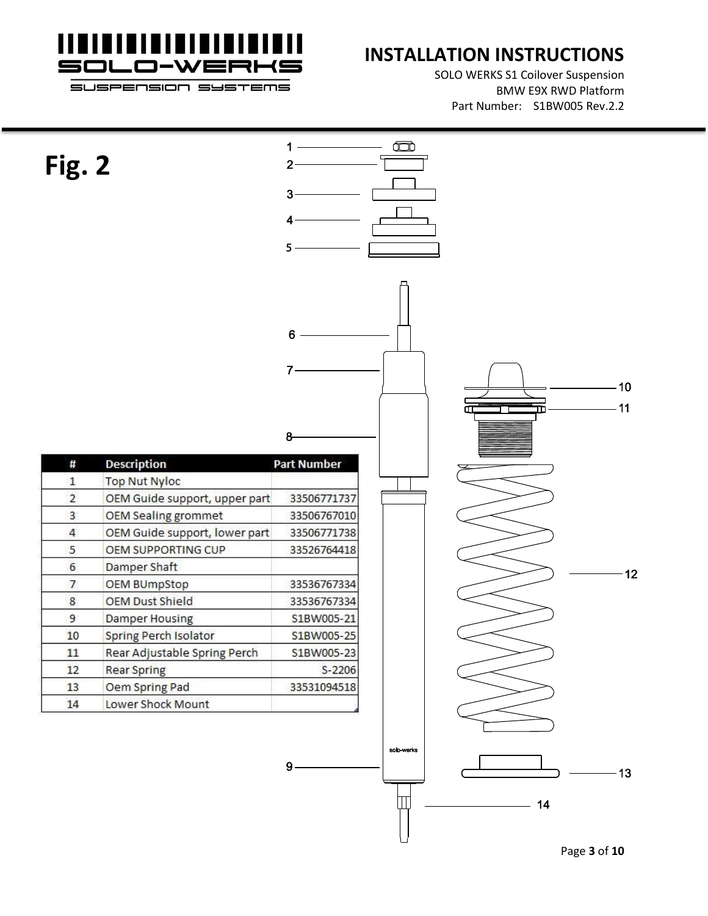# Fig. 2

1
2
3
4
5
6
7
8
9
10
11
12
13
14

solo-werks

| # | Description | Part Number |
|---|---|---|
| 1 | Top Nut Nyloc | |
| 2 | OEM Guide support, upper part | 33506771737 |
| 3 | OEM Sealing grommet | 33506767010 |
| 4 | OEM Guide support, lower part | 33506771738 |
| 5 | OEM SUPPORTING CUP | 33526764418 |
| 6 | Damper Shaft | |
| 7 | OEM BUmpStop | 33536767334 |
| 8 | OEM Dust Shield | 33536767334 |
| 9 | Damper Housing | S1BW005-21 |
| 10 | Spring Perch Isolator | S1BW005-25 |
| 11 | Rear Adjustable Spring Perch | S1BW005-23 |
| 12 | Rear Spring | S-2206 |
| 13 | Oem Spring Pad | 33531094518 |
| 14 | Lower Shock Mount | |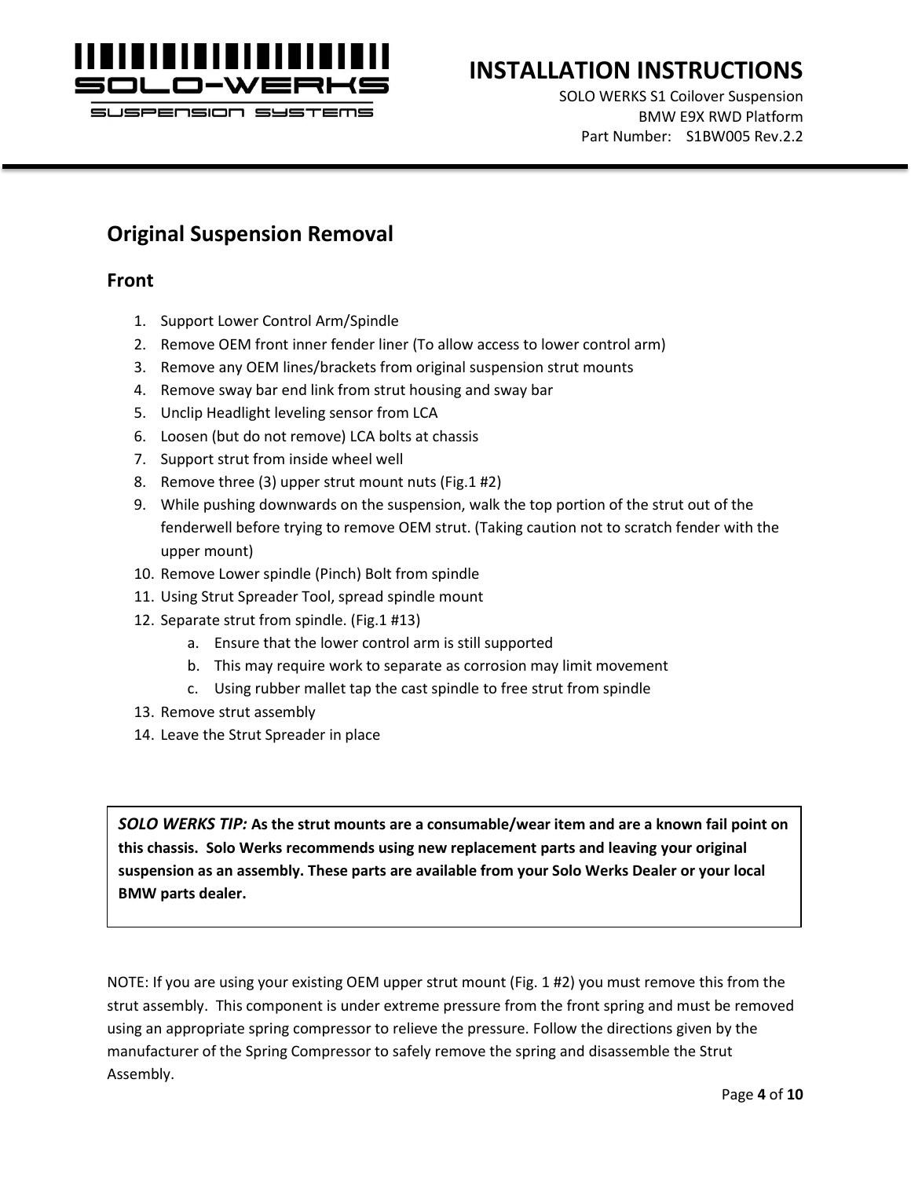## Original Suspension Removal

### Front

1. Support Lower Control Arm/Spindle
2. Remove OEM front inner fender liner (To allow access to lower control arm)
3. Remove any OEM lines/brackets from original suspension strut mounts
4. Remove sway bar end link from strut housing and sway bar
5. Unclip Headlight leveling sensor from LCA
6. Loosen (but do not remove) LCA bolts at chassis
7. Support strut from inside wheel well
8. Remove three (3) upper strut mount nuts (Fig.1 #2)
9. While pushing downwards on the suspension, walk the top portion of the strut out of the fenderwell before trying to remove OEM strut. (Taking caution not to scratch fender with the upper mount)
10. Remove Lower spindle (Pinch) Bolt from spindle
11. Using Strut Spreader Tool, spread spindle mount
12. Separate strut from spindle. (Fig.1 #13)
    a. Ensure that the lower control arm is still supported
    b. This may require work to separate as corrosion may limit movement
    c. Using rubber mallet tap the cast spindle to free strut from spindle
13. Remove strut assembly
14. Leave the Strut Spreader in place

> ***SOLO WERKS TIP:*** **As the strut mounts are a consumable/wear item and are a known fail point on this chassis. Solo Werks recommends using new replacement parts and leaving your original suspension as an assembly. These parts are available from your Solo Werks Dealer or your local BMW parts dealer.**

NOTE: If you are using your existing OEM upper strut mount (Fig. 1 #2) you must remove this from the strut assembly. This component is under extreme pressure from the front spring and must be removed using an appropriate spring compressor to relieve the pressure. Follow the directions given by the manufacturer of the Spring Compressor to safely remove the spring and disassemble the Strut Assembly.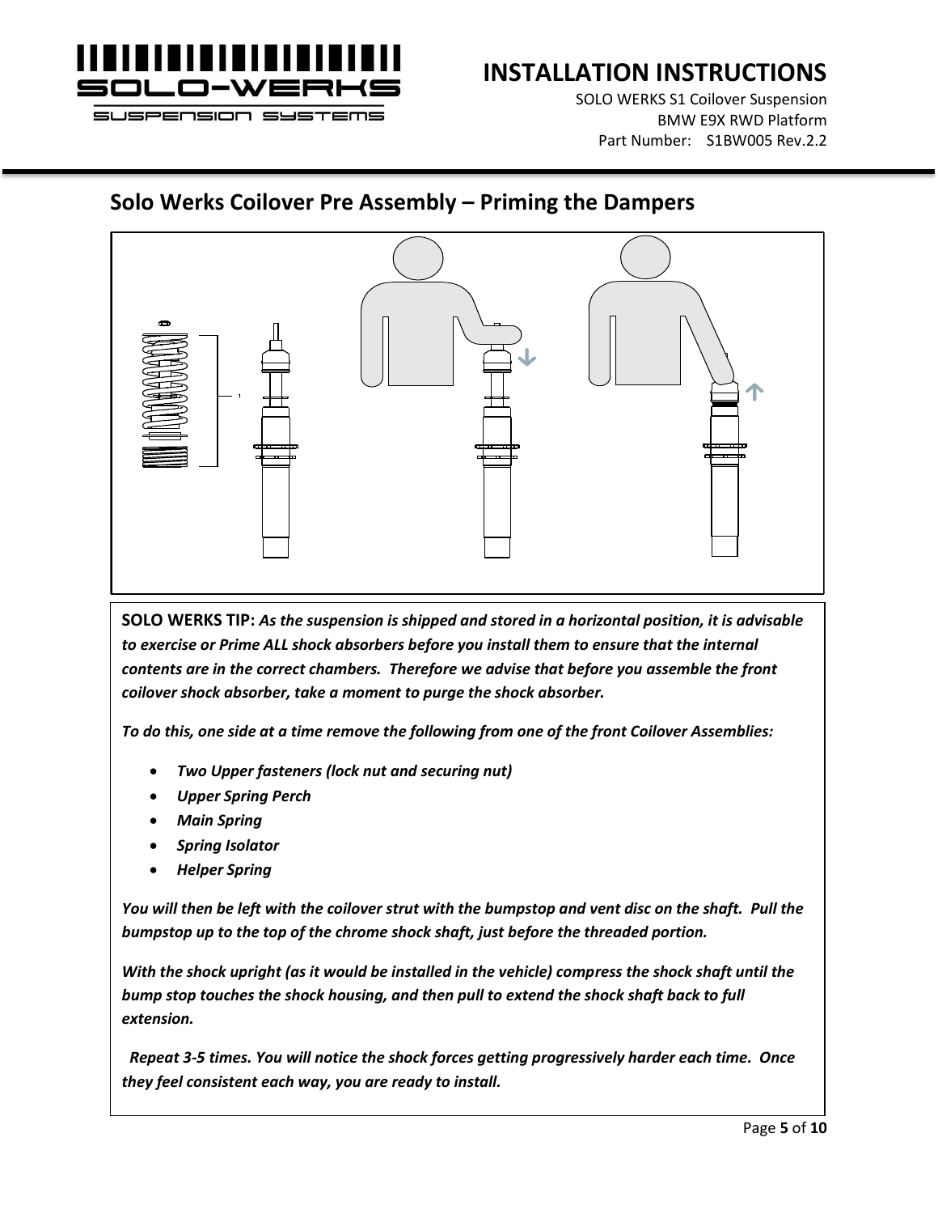## Solo Werks Coilover Pre Assembly – Priming the Dampers

**SOLO WERKS TIP:** ***As the suspension is shipped and stored in a horizontal position, it is advisable to exercise or Prime ALL shock absorbers before you install them to ensure that the internal contents are in the correct chambers. Therefore we advise that before you assemble the front coilover shock absorber, take a moment to purge the shock absorber.***

***To do this, one side at a time remove the following from one of the front Coilover Assemblies:***

- ***Two Upper fasteners (lock nut and securing nut)***
- ***Upper Spring Perch***
- ***Main Spring***
- ***Spring Isolator***
- ***Helper Spring***

***You will then be left with the coilover strut with the bumpstop and vent disc on the shaft. Pull the bumpstop up to the top of the chrome shock shaft, just before the threaded portion.***

***With the shock upright (as it would be installed in the vehicle) compress the shock shaft until the bump stop touches the shock housing, and then pull to extend the shock shaft back to full extension.***

***Repeat 3-5 times. You will notice the shock forces getting progressively harder each time. Once they feel consistent each way, you are ready to install.***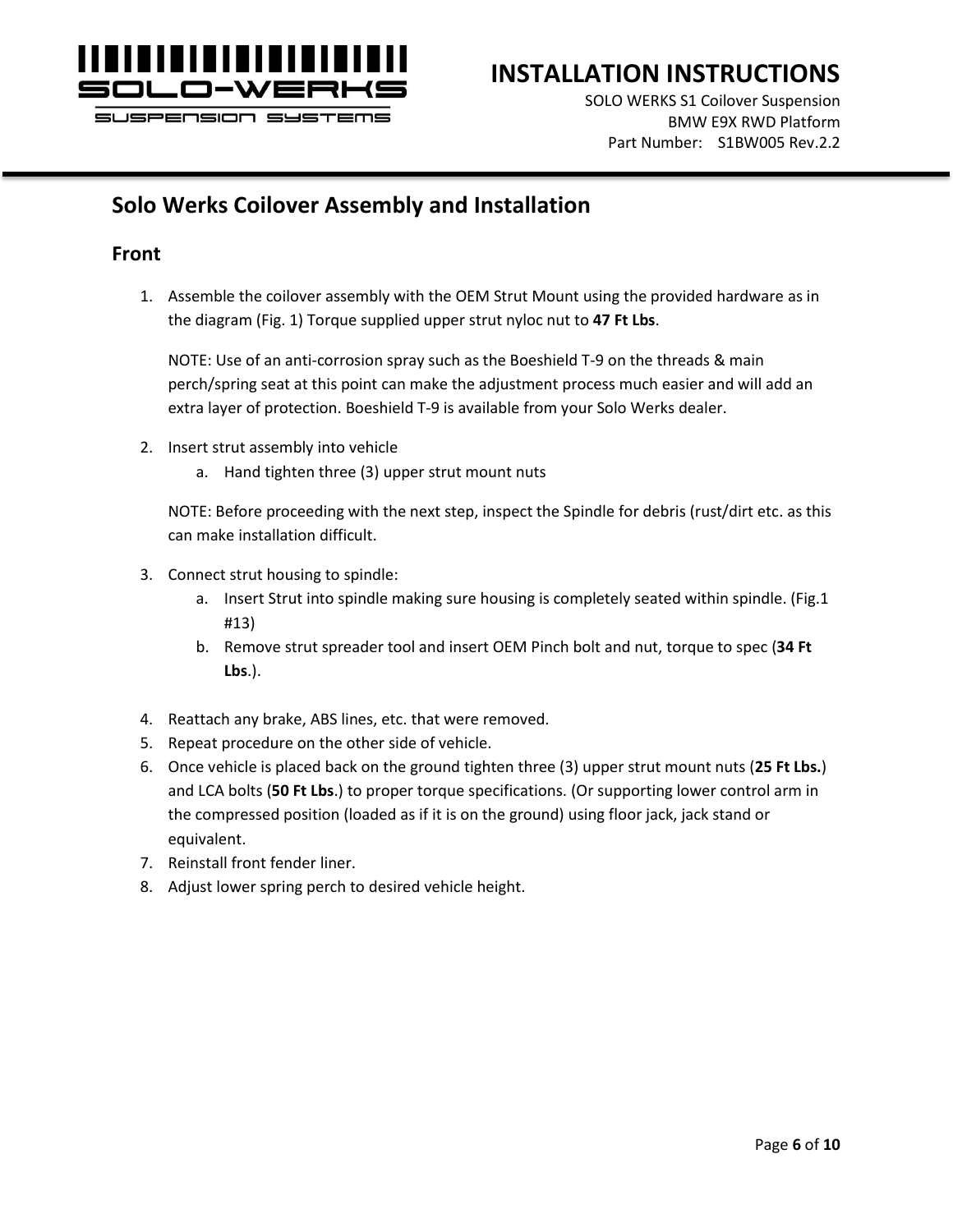## Solo Werks Coilover Assembly and Installation

### Front

1. Assemble the coilover assembly with the OEM Strut Mount using the provided hardware as in the diagram (Fig. 1) Torque supplied upper strut nyloc nut to **47 Ft Lbs**.

   NOTE: Use of an anti-corrosion spray such as the Boeshield T-9 on the threads & main perch/spring seat at this point can make the adjustment process much easier and will add an extra layer of protection. Boeshield T-9 is available from your Solo Werks dealer.

2. Insert strut assembly into vehicle
   a. Hand tighten three (3) upper strut mount nuts

   NOTE: Before proceeding with the next step, inspect the Spindle for debris (rust/dirt etc. as this can make installation difficult.

3. Connect strut housing to spindle:
   a. Insert Strut into spindle making sure housing is completely seated within spindle. (Fig.1 #13)
   b. Remove strut spreader tool and insert OEM Pinch bolt and nut, torque to spec (**34 Ft Lbs**.).

4. Reattach any brake, ABS lines, etc. that were removed.
5. Repeat procedure on the other side of vehicle.
6. Once vehicle is placed back on the ground tighten three (3) upper strut mount nuts (**25 Ft Lbs.**) and LCA bolts (**50 Ft Lbs**.) to proper torque specifications. (Or supporting lower control arm in the compressed position (loaded as if it is on the ground) using floor jack, jack stand or equivalent.
7. Reinstall front fender liner.
8. Adjust lower spring perch to desired vehicle height.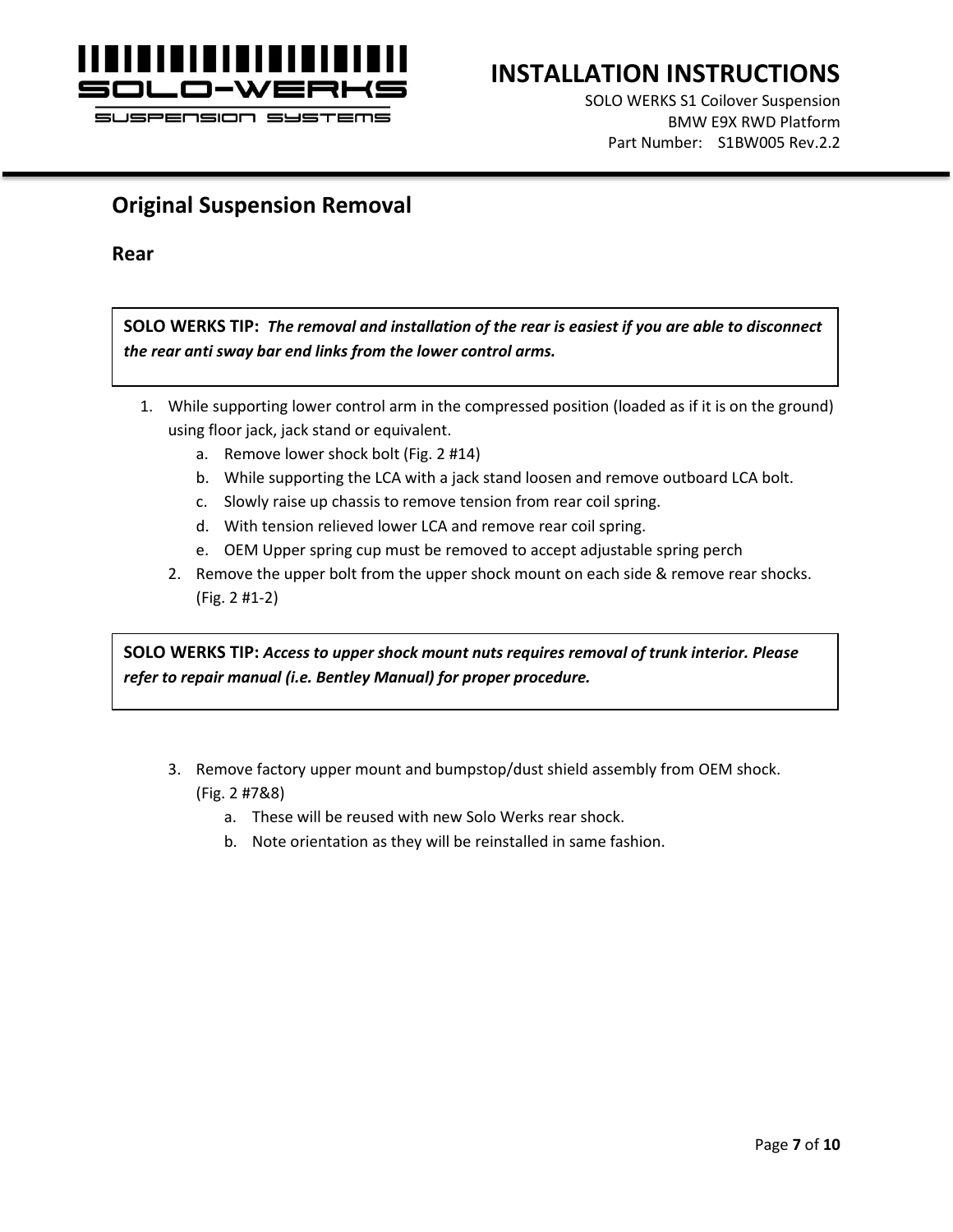## Original Suspension Removal

### Rear

**SOLO WERKS TIP:** ***The removal and installation of the rear is easiest if you are able to disconnect the rear anti sway bar end links from the lower control arms.***

1. While supporting lower control arm in the compressed position (loaded as if it is on the ground) using floor jack, jack stand or equivalent.
   a. Remove lower shock bolt (Fig. 2 #14)
   b. While supporting the LCA with a jack stand loosen and remove outboard LCA bolt.
   c. Slowly raise up chassis to remove tension from rear coil spring.
   d. With tension relieved lower LCA and remove rear coil spring.
   e. OEM Upper spring cup must be removed to accept adjustable spring perch
2. Remove the upper bolt from the upper shock mount on each side & remove rear shocks. (Fig. 2 #1-2)

**SOLO WERKS TIP:** ***Access to upper shock mount nuts requires removal of trunk interior. Please refer to repair manual (i.e. Bentley Manual) for proper procedure.***

3. Remove factory upper mount and bumpstop/dust shield assembly from OEM shock. (Fig. 2 #7&8)
   a. These will be reused with new Solo Werks rear shock.
   b. Note orientation as they will be reinstalled in same fashion.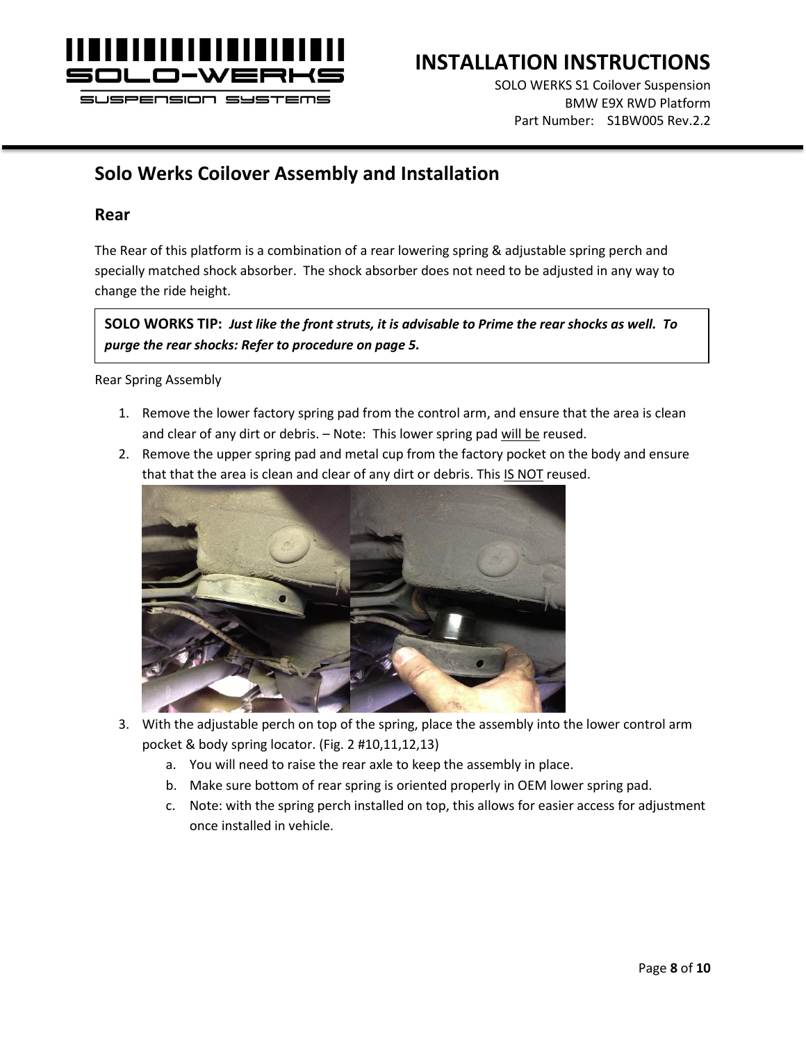## Solo Werks Coilover Assembly and Installation

### Rear

The Rear of this platform is a combination of a rear lowering spring & adjustable spring perch and specially matched shock absorber. The shock absorber does not need to be adjusted in any way to change the ride height.

> **SOLO WORKS TIP:** ***Just like the front struts, it is advisable to Prime the rear shocks as well. To purge the rear shocks: Refer to procedure on page 5.***

Rear Spring Assembly

1. Remove the lower factory spring pad from the control arm, and ensure that the area is clean and clear of any dirt or debris. – Note: This lower spring pad <u>will be</u> reused.
2. Remove the upper spring pad and metal cup from the factory pocket on the body and ensure that that the area is clean and clear of any dirt or debris. This <u>IS NOT</u> reused.
3. With the adjustable perch on top of the spring, place the assembly into the lower control arm pocket & body spring locator. (Fig. 2 #10,11,12,13)
    a. You will need to raise the rear axle to keep the assembly in place.
    b. Make sure bottom of rear spring is oriented properly in OEM lower spring pad.
    c. Note: with the spring perch installed on top, this allows for easier access for adjustment once installed in vehicle.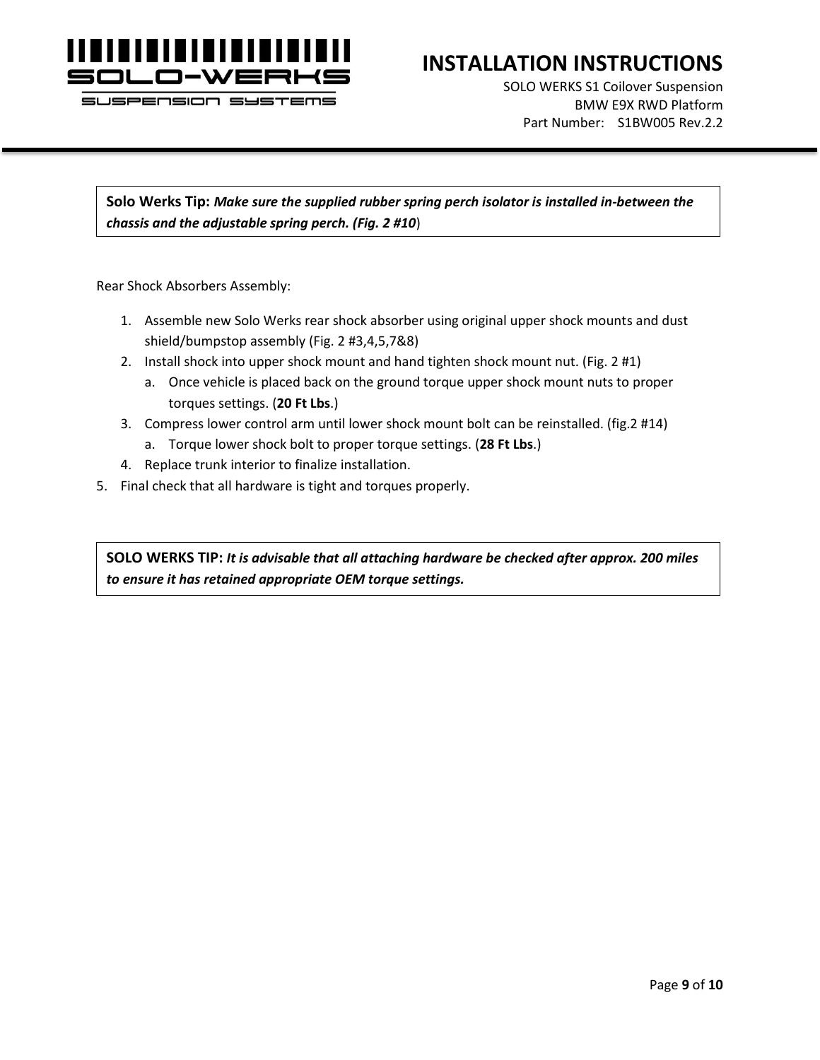**Solo Werks Tip:** ***Make sure the supplied rubber spring perch isolator is installed in-between the chassis and the adjustable spring perch. (Fig. 2 #10***)

Rear Shock Absorbers Assembly:

1. Assemble new Solo Werks rear shock absorber using original upper shock mounts and dust shield/bumpstop assembly (Fig. 2 #3,4,5,7&8)
2. Install shock into upper shock mount and hand tighten shock mount nut. (Fig. 2 #1)
   a. Once vehicle is placed back on the ground torque upper shock mount nuts to proper torques settings. (**20 Ft Lbs**.)
3. Compress lower control arm until lower shock mount bolt can be reinstalled. (fig.2 #14)
   a. Torque lower shock bolt to proper torque settings. (**28 Ft Lbs**.)
4. Replace trunk interior to finalize installation.
5. Final check that all hardware is tight and torques properly.

**SOLO WERKS TIP:** ***It is advisable that all attaching hardware be checked after approx. 200 miles to ensure it has retained appropriate OEM torque settings.***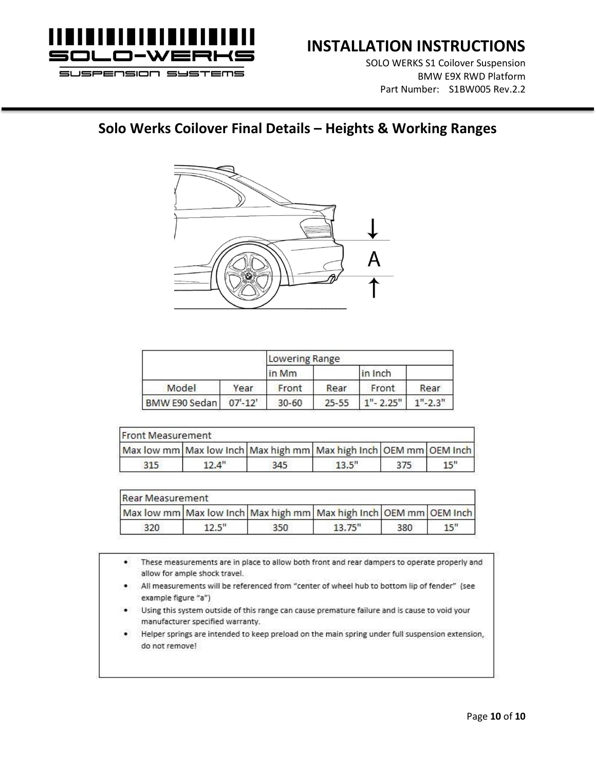# Solo Werks Coilover Final Details – Heights & Working Ranges

A

| | | Lowering Range | | | |
|---|---|---|---|---|---|
| | | in Mm | | in Inch | |
| Model | Year | Front | Rear | Front | Rear |
| BMW E90 Sedan | 07'-12' | 30-60 | 25-55 | 1"- 2.25" | 1"-2.3" |

| Front Measurement | | | | | |
|---|---|---|---|---|---|
| Max low mm | Max low Inch | Max high mm | Max high Inch | OEM mm | OEM Inch |
| 315 | 12.4" | 345 | 13.5" | 375 | 15" |

| Rear Measurement | | | | | |
|---|---|---|---|---|---|
| Max low mm | Max low Inch | Max high mm | Max high Inch | OEM mm | OEM Inch |
| 320 | 12.5" | 350 | 13.75" | 380 | 15" |

- These measurements are in place to allow both front and rear dampers to operate properly and allow for ample shock travel.
- All measurements will be referenced from "center of wheel hub to bottom lip of fender" (see example figure "a")
- Using this system outside of this range can cause premature failure and is cause to void your manufacturer specified warranty.
- Helper springs are intended to keep preload on the main spring under full suspension extension, do not remove!